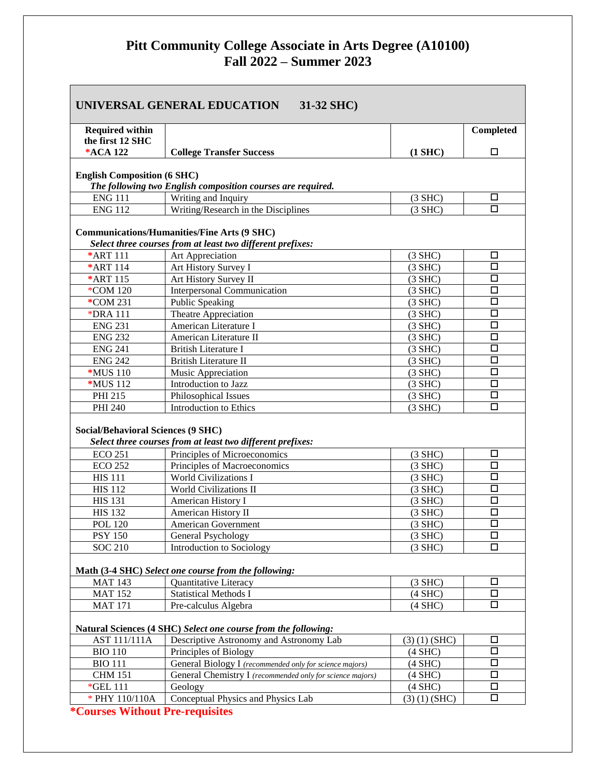# Pitt Community College Associate in Arts Degree (A10100)
# Fall 2022 – Summer 2023

## UNIVERSAL GENERAL EDUCATION 31-32 SHC)

| Required within the first 12 SHC | | | Completed |
|---|---|---|---|
| ***ACA 122** | **College Transfer Success** | **(1 SHC)** | ☐ |

**English Composition (6 SHC)**
***The following two English composition courses are required.***

| | | | |
|---|---|---|---|
| ENG 111 | Writing and Inquiry | (3 SHC) | ☐ |
| ENG 112 | Writing/Research in the Disciplines | (3 SHC) | ☐ |

**Communications/Humanities/Fine Arts (9 SHC)**
***Select three courses from at least two different prefixes:***

| | | | |
|---|---|---|---|
| *ART 111 | Art Appreciation | (3 SHC) | ☐ |
| *ART 114 | Art History Survey I | (3 SHC) | ☐ |
| *ART 115 | Art History Survey II | (3 SHC) | ☐ |
| *COM 120 | Interpersonal Communication | (3 SHC) | ☐ |
| *COM 231 | Public Speaking | (3 SHC) | ☐ |
| *DRA 111 | Theatre Appreciation | (3 SHC) | ☐ |
| ENG 231 | American Literature I | (3 SHC) | ☐ |
| ENG 232 | American Literature II | (3 SHC) | ☐ |
| ENG 241 | British Literature I | (3 SHC) | ☐ |
| ENG 242 | British Literature II | (3 SHC) | ☐ |
| *MUS 110 | Music Appreciation | (3 SHC) | ☐ |
| *MUS 112 | Introduction to Jazz | (3 SHC) | ☐ |
| PHI 215 | Philosophical Issues | (3 SHC) | ☐ |
| PHI 240 | Introduction to Ethics | (3 SHC) | ☐ |

**Social/Behavioral Sciences (9 SHC)**
***Select three courses from at least two different prefixes:***

| | | | |
|---|---|---|---|
| ECO 251 | Principles of Microeconomics | (3 SHC) | ☐ |
| ECO 252 | Principles of Macroeconomics | (3 SHC) | ☐ |
| HIS 111 | World Civilizations I | (3 SHC) | ☐ |
| HIS 112 | World Civilizations II | (3 SHC) | ☐ |
| HIS 131 | American History I | (3 SHC) | ☐ |
| HIS 132 | American History II | (3 SHC) | ☐ |
| POL 120 | American Government | (3 SHC) | ☐ |
| PSY 150 | General Psychology | (3 SHC) | ☐ |
| SOC 210 | Introduction to Sociology | (3 SHC) | ☐ |

**Math (3-4 SHC)** ***Select one course from the following:***

| | | | |
|---|---|---|---|
| MAT 143 | Quantitative Literacy | (3 SHC) | ☐ |
| MAT 152 | Statistical Methods I | (4 SHC) | ☐ |
| MAT 171 | Pre-calculus Algebra | (4 SHC) | ☐ |

**Natural Sciences (4 SHC)** ***Select one course from the following:***

| | | | |
|---|---|---|---|
| AST 111/111A | Descriptive Astronomy and Astronomy Lab | (3) (1) (SHC) | ☐ |
| BIO 110 | Principles of Biology | (4 SHC) | ☐ |
| BIO 111 | General Biology I *(recommended only for science majors)* | (4 SHC) | ☐ |
| CHM 151 | General Chemistry I *(recommended only for science majors)* | (4 SHC) | ☐ |
| *GEL 111 | Geology | (4 SHC) | ☐ |
| * PHY 110/110A | Conceptual Physics and Physics Lab | (3) (1) (SHC) | ☐ |

**\*Courses Without Pre-requisites**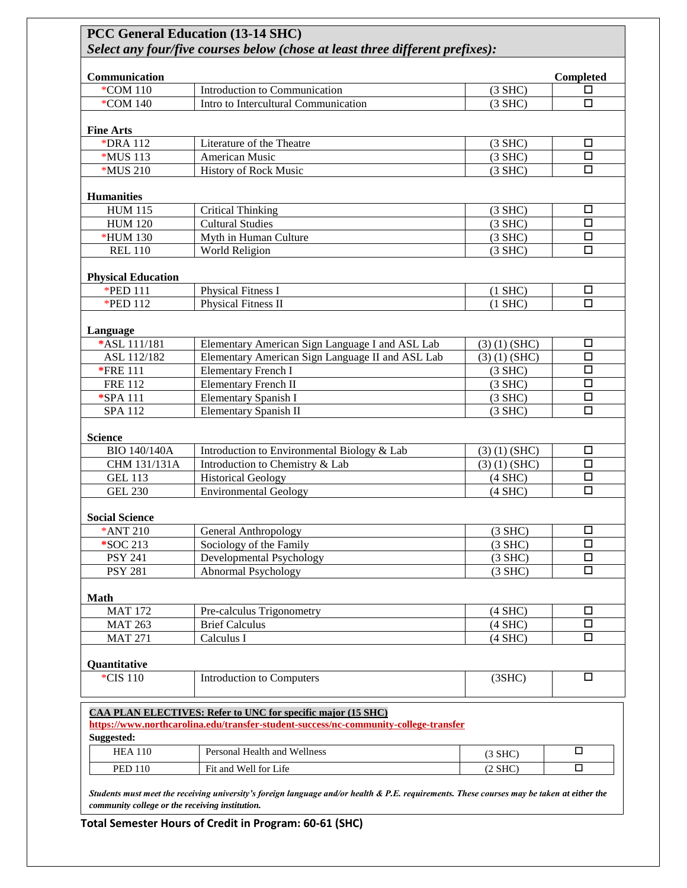## PCC General Education (13-14 SHC)

***Select any four/five courses below (chose at least three different prefixes):***

| | | | |
|---|---|---|---|
| **Communication** | | | **Completed** |
| *COM 110 | Introduction to Communication | (3 SHC) | ☐ |
| *COM 140 | Intro to Intercultural Communication | (3 SHC) | ☐ |
| **Fine Arts** | | | |
| *DRA 112 | Literature of the Theatre | (3 SHC) | ☐ |
| *MUS 113 | American Music | (3 SHC) | ☐ |
| *MUS 210 | History of Rock Music | (3 SHC) | ☐ |
| **Humanities** | | | |
| HUM 115 | Critical Thinking | (3 SHC) | ☐ |
| HUM 120 | Cultural Studies | (3 SHC) | ☐ |
| *HUM 130 | Myth in Human Culture | (3 SHC) | ☐ |
| REL 110 | World Religion | (3 SHC) | ☐ |
| **Physical Education** | | | |
| *PED 111 | Physical Fitness I | (1 SHC) | ☐ |
| *PED 112 | Physical Fitness II | (1 SHC) | ☐ |
| **Language** | | | |
| *ASL 111/181 | Elementary American Sign Language I and ASL Lab | (3) (1) (SHC) | ☐ |
| ASL 112/182 | Elementary American Sign Language II and ASL Lab | (3) (1) (SHC) | ☐ |
| *FRE 111 | Elementary French I | (3 SHC) | ☐ |
| FRE 112 | Elementary French II | (3 SHC) | ☐ |
| *SPA 111 | Elementary Spanish I | (3 SHC) | ☐ |
| SPA 112 | Elementary Spanish II | (3 SHC) | ☐ |
| **Science** | | | |
| BIO 140/140A | Introduction to Environmental Biology & Lab | (3) (1) (SHC) | ☐ |
| CHM 131/131A | Introduction to Chemistry & Lab | (3) (1) (SHC) | ☐ |
| GEL 113 | Historical Geology | (4 SHC) | ☐ |
| GEL 230 | Environmental Geology | (4 SHC) | ☐ |
| **Social Science** | | | |
| *ANT 210 | General Anthropology | (3 SHC) | ☐ |
| *SOC 213 | Sociology of the Family | (3 SHC) | ☐ |
| PSY 241 | Developmental Psychology | (3 SHC) | ☐ |
| PSY 281 | Abnormal Psychology | (3 SHC) | ☐ |
| **Math** | | | |
| MAT 172 | Pre-calculus Trigonometry | (4 SHC) | ☐ |
| MAT 263 | Brief Calculus | (4 SHC) | ☐ |
| MAT 271 | Calculus I | (4 SHC) | ☐ |
| **Quantitative** | | | |
| *CIS 110 | Introduction to Computers | (3SHC) | ☐ |

**CAA PLAN ELECTIVES: Refer to UNC for specific major (15 SHC)**

**https://www.northcarolina.edu/transfer-student-success/nc-community-college-transfer**

**Suggested:**

| | | | |
|---|---|---|---|
| HEA 110 | Personal Health and Wellness | (3 SHC) | ☐ |
| PED 110 | Fit and Well for Life | (2 SHC) | ☐ |

***Students must meet the receiving university's foreign language and/or health & P.E. requirements. These courses may be taken at either the community college or the receiving institution.***

**Total Semester Hours of Credit in Program: 60-61 (SHC)**